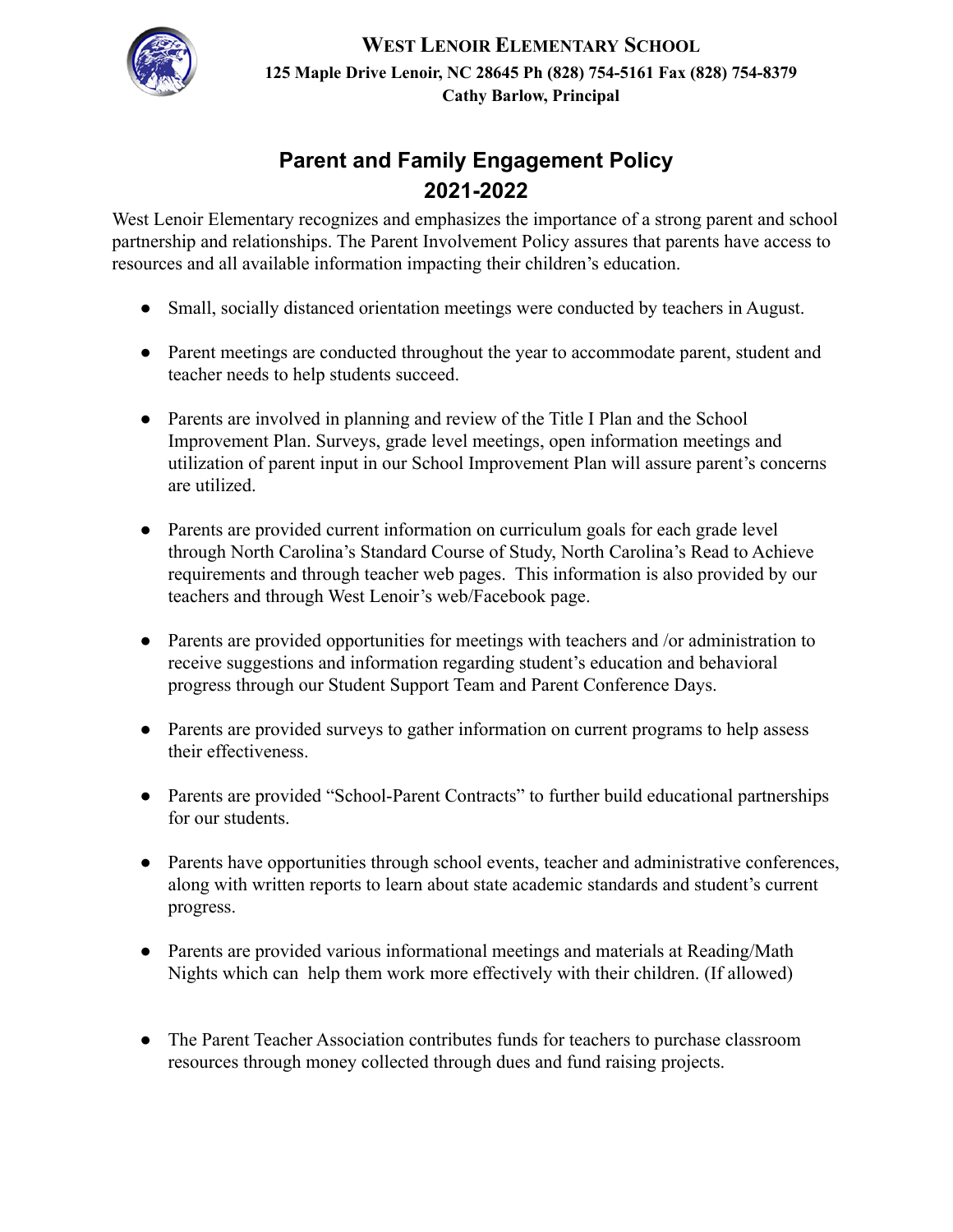**WEST LENOIR ELEMENTARY SCHOOL**
**125 Maple Drive Lenoir, NC 28645 Ph (828) 754-5161 Fax (828) 754-8379**
**Cathy Barlow, Principal**

# Parent and Family Engagement Policy 2021-2022

West Lenoir Elementary recognizes and emphasizes the importance of a strong parent and school partnership and relationships. The Parent Involvement Policy assures that parents have access to resources and all available information impacting their children's education.

- Small, socially distanced orientation meetings were conducted by teachers in August.
- Parent meetings are conducted throughout the year to accommodate parent, student and teacher needs to help students succeed.
- Parents are involved in planning and review of the Title I Plan and the School Improvement Plan. Surveys, grade level meetings, open information meetings and utilization of parent input in our School Improvement Plan will assure parent's concerns are utilized.
- Parents are provided current information on curriculum goals for each grade level through North Carolina's Standard Course of Study, North Carolina's Read to Achieve requirements and through teacher web pages. This information is also provided by our teachers and through West Lenoir's web/Facebook page.
- Parents are provided opportunities for meetings with teachers and /or administration to receive suggestions and information regarding student's education and behavioral progress through our Student Support Team and Parent Conference Days.
- Parents are provided surveys to gather information on current programs to help assess their effectiveness.
- Parents are provided "School-Parent Contracts" to further build educational partnerships for our students.
- Parents have opportunities through school events, teacher and administrative conferences, along with written reports to learn about state academic standards and student's current progress.
- Parents are provided various informational meetings and materials at Reading/Math Nights which can help them work more effectively with their children. (If allowed)
- The Parent Teacher Association contributes funds for teachers to purchase classroom resources through money collected through dues and fund raising projects.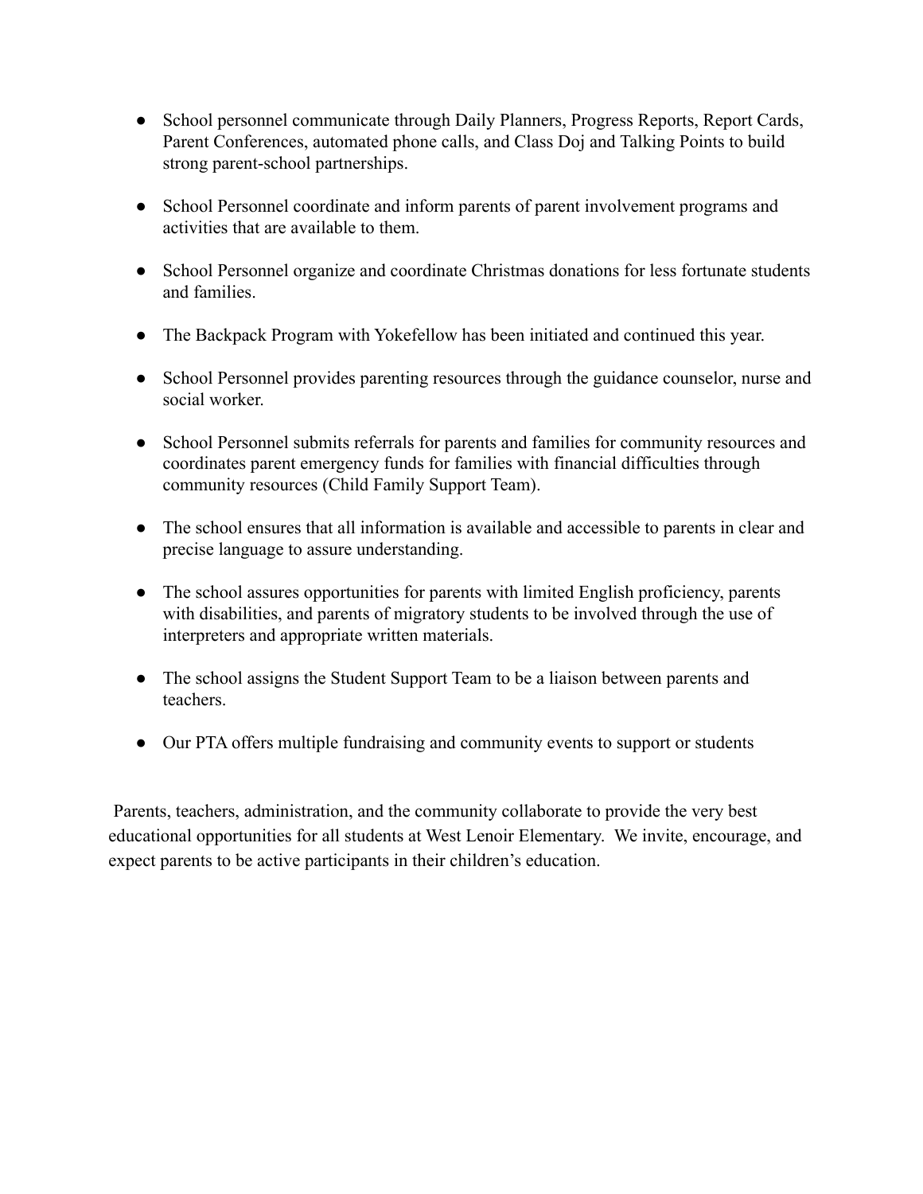- School personnel communicate through Daily Planners, Progress Reports, Report Cards, Parent Conferences, automated phone calls, and Class Doj and Talking Points to build strong parent-school partnerships.

- School Personnel coordinate and inform parents of parent involvement programs and activities that are available to them.

- School Personnel organize and coordinate Christmas donations for less fortunate students and families.

- The Backpack Program with Yokefellow has been initiated and continued this year.

- School Personnel provides parenting resources through the guidance counselor, nurse and social worker.

- School Personnel submits referrals for parents and families for community resources and coordinates parent emergency funds for families with financial difficulties through community resources (Child Family Support Team).

- The school ensures that all information is available and accessible to parents in clear and precise language to assure understanding.

- The school assures opportunities for parents with limited English proficiency, parents with disabilities, and parents of migratory students to be involved through the use of interpreters and appropriate written materials.

- The school assigns the Student Support Team to be a liaison between parents and teachers.

- Our PTA offers multiple fundraising and community events to support or students

Parents, teachers, administration, and the community collaborate to provide the very best educational opportunities for all students at West Lenoir Elementary. We invite, encourage, and expect parents to be active participants in their children's education.